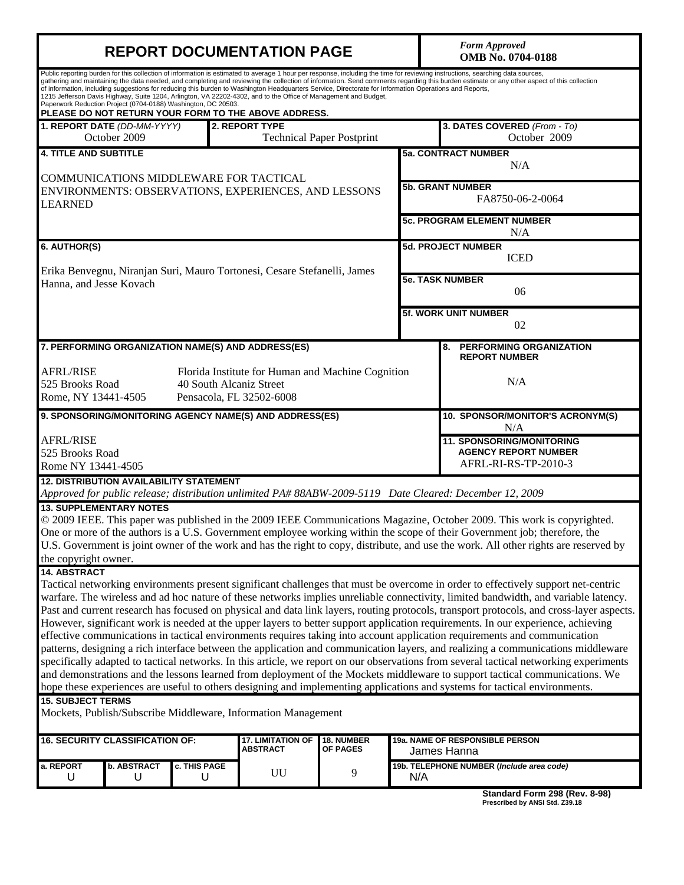# REPORT DOCUMENTATION PAGE

*Form Approved*
**OMB No. 0704-0188**

Public reporting burden for this collection of information is estimated to average 1 hour per response, including the time for reviewing instructions, searching data sources, gathering and maintaining the data needed, and completing and reviewing the collection of information. Send comments regarding this burden estimate or any other aspect of this collection of information, including suggestions for reducing this burden to Washington Headquarters Service, Directorate for Information Operations and Reports, 1215 Jefferson Davis Highway, Suite 1204, Arlington, VA 22202-4302, and to the Office of Management and Budget, Paperwork Reduction Project (0704-0188) Washington, DC 20503.

**PLEASE DO NOT RETURN YOUR FORM TO THE ABOVE ADDRESS.**

| **1. REPORT DATE** *(DD-MM-YYYY)* | **2. REPORT TYPE** | **3. DATES COVERED** *(From - To)* |
|---|---|---|
| October 2009 | Technical Paper Postprint | October 2009 |

**4. TITLE AND SUBTITLE**

COMMUNICATIONS MIDDLEWARE FOR TACTICAL ENVIRONMENTS: OBSERVATIONS, EXPERIENCES, AND LESSONS LEARNED

**5a. CONTRACT NUMBER**
N/A

**5b. GRANT NUMBER**
FA8750-06-2-0064

**5c. PROGRAM ELEMENT NUMBER**
N/A

**6. AUTHOR(S)**

Erika Benvegnu, Niranjan Suri, Mauro Tortonesi, Cesare Stefanelli, James Hanna, and Jesse Kovach

**5d. PROJECT NUMBER**
ICED

**5e. TASK NUMBER**
06

**5f. WORK UNIT NUMBER**
02

**7. PERFORMING ORGANIZATION NAME(S) AND ADDRESS(ES)**

AFRL/RISE
525 Brooks Road
Rome, NY 13441-4505

Florida Institute for Human and Machine Cognition
40 South Alcaniz Street
Pensacola, FL 32502-6008

**8. PERFORMING ORGANIZATION REPORT NUMBER**
N/A

**9. SPONSORING/MONITORING AGENCY NAME(S) AND ADDRESS(ES)**

AFRL/RISE
525 Brooks Road
Rome NY 13441-4505

**10. SPONSOR/MONITOR'S ACRONYM(S)**
N/A

**11. SPONSORING/MONITORING AGENCY REPORT NUMBER**
AFRL-RI-RS-TP-2010-3

**12. DISTRIBUTION AVAILABILITY STATEMENT**

*Approved for public release; distribution unlimited PA# 88ABW-2009-5119 Date Cleared: December 12, 2009*

**13. SUPPLEMENTARY NOTES**

© 2009 IEEE. This paper was published in the 2009 IEEE Communications Magazine, October 2009. This work is copyrighted. One or more of the authors is a U.S. Government employee working within the scope of their Government job; therefore, the U.S. Government is joint owner of the work and has the right to copy, distribute, and use the work. All other rights are reserved by the copyright owner.

**14. ABSTRACT**

Tactical networking environments present significant challenges that must be overcome in order to effectively support net-centric warfare. The wireless and ad hoc nature of these networks implies unreliable connectivity, limited bandwidth, and variable latency. Past and current research has focused on physical and data link layers, routing protocols, transport protocols, and cross-layer aspects. However, significant work is needed at the upper layers to better support application requirements. In our experience, achieving effective communications in tactical environments requires taking into account application requirements and communication patterns, designing a rich interface between the application and communication layers, and realizing a communications middleware specifically adapted to tactical networks. In this article, we report on our observations from several tactical networking experiments and demonstrations and the lessons learned from deployment of the Mockets middleware to support tactical communications. We hope these experiences are useful to others designing and implementing applications and systems for tactical environments.

**15. SUBJECT TERMS**

Mockets, Publish/Subscribe Middleware, Information Management

| **16. SECURITY CLASSIFICATION OF:** | | | **17. LIMITATION OF ABSTRACT** | **18. NUMBER OF PAGES** | **19a. NAME OF RESPONSIBLE PERSON** |
|---|---|---|---|---|---|
| **a. REPORT** | **b. ABSTRACT** | **c. THIS PAGE** | | | James Hanna |
| U | U | U | UU | 9 | **19b. TELEPHONE NUMBER** (*Include area code*) N/A |

**Standard Form 298 (Rev. 8-98)**
**Prescribed by ANSI Std. Z39.18**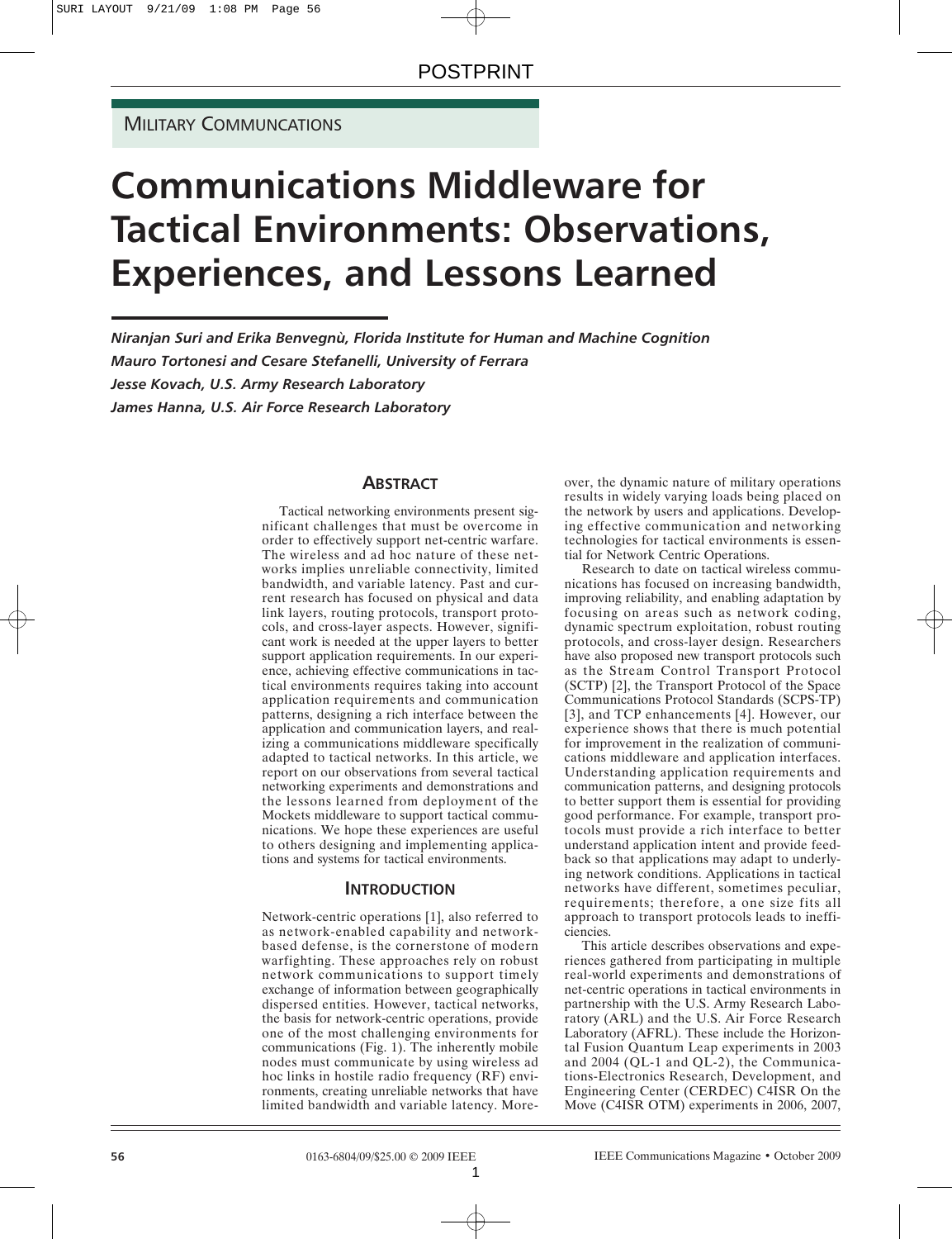POSTPRINT

MILITARY COMMUNCATIONS

# Communications Middleware for Tactical Environments: Observations, Experiences, and Lessons Learned

*Niranjan Suri and Erika Benvegnù, Florida Institute for Human and Machine Cognition*
*Mauro Tortonesi and Cesare Stefanelli, University of Ferrara*
*Jesse Kovach, U.S. Army Research Laboratory*
*James Hanna, U.S. Air Force Research Laboratory*

## ABSTRACT

Tactical networking environments present significant challenges that must be overcome in order to effectively support net-centric warfare. The wireless and ad hoc nature of these networks implies unreliable connectivity, limited bandwidth, and variable latency. Past and current research has focused on physical and data link layers, routing protocols, transport protocols, and cross-layer aspects. However, significant work is needed at the upper layers to better support application requirements. In our experience, achieving effective communications in tactical environments requires taking into account application requirements and communication patterns, designing a rich interface between the application and communication layers, and realizing a communications middleware specifically adapted to tactical networks. In this article, we report on our observations from several tactical networking experiments and demonstrations and the lessons learned from deployment of the Mockets middleware to support tactical communications. We hope these experiences are useful to others designing and implementing applications and systems for tactical environments.

## INTRODUCTION

Network-centric operations [1], also referred to as network-enabled capability and network-based defense, is the cornerstone of modern warfighting. These approaches rely on robust network communications to support timely exchange of information between geographically dispersed entities. However, tactical networks, the basis for network-centric operations, provide one of the most challenging environments for communications (Fig. 1). The inherently mobile nodes must communicate by using wireless ad hoc links in hostile radio frequency (RF) environments, creating unreliable networks that have limited bandwidth and variable latency. Moreover, the dynamic nature of military operations results in widely varying loads being placed on the network by users and applications. Developing effective communication and networking technologies for tactical environments is essential for Network Centric Operations.

Research to date on tactical wireless communications has focused on increasing bandwidth, improving reliability, and enabling adaptation by focusing on areas such as network coding, dynamic spectrum exploitation, robust routing protocols, and cross-layer design. Researchers have also proposed new transport protocols such as the Stream Control Transport Protocol (SCTP) [2], the Transport Protocol of the Space Communications Protocol Standards (SCPS-TP) [3], and TCP enhancements [4]. However, our experience shows that there is much potential for improvement in the realization of communications middleware and application interfaces. Understanding application requirements and communication patterns, and designing protocols to better support them is essential for providing good performance. For example, transport protocols must provide a rich interface to better understand application intent and provide feedback so that applications may adapt to underlying network conditions. Applications in tactical networks have different, sometimes peculiar, requirements; therefore, a one size fits all approach to transport protocols leads to inefficiencies.

This article describes observations and experiences gathered from participating in multiple real-world experiments and demonstrations of net-centric operations in tactical environments in partnership with the U.S. Army Research Laboratory (ARL) and the U.S. Air Force Research Laboratory (AFRL). These include the Horizontal Fusion Quantum Leap experiments in 2003 and 2004 (QL-1 and QL-2), the Communications-Electronics Research, Development, and Engineering Center (CERDEC) C4ISR On the Move (C4ISR OTM) experiments in 2006, 2007,

0163-6804/09/$25.00 © 2009 IEEE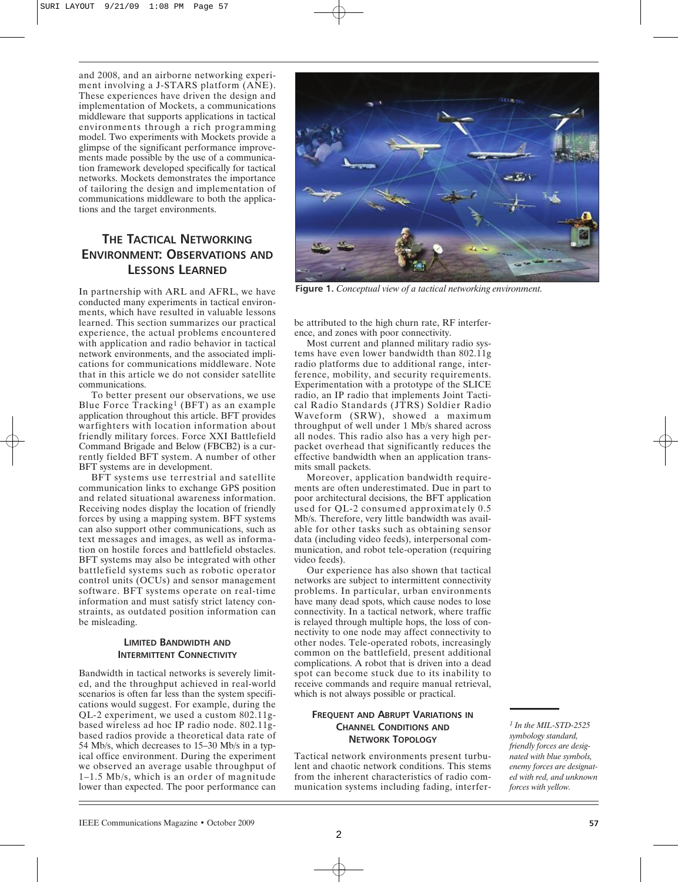and 2008, and an airborne networking experiment involving a J-STARS platform (ANE). These experiences have driven the design and implementation of Mockets, a communications middleware that supports applications in tactical environments through a rich programming model. Two experiments with Mockets provide a glimpse of the significant performance improvements made possible by the use of a communication framework developed specifically for tactical networks. Mockets demonstrates the importance of tailoring the design and implementation of communications middleware to both the applications and the target environments.

Figure 1. *Conceptual view of a tactical networking environment.*

## THE TACTICAL NETWORKING ENVIRONMENT: OBSERVATIONS AND LESSONS LEARNED

In partnership with ARL and AFRL, we have conducted many experiments in tactical environments, which have resulted in valuable lessons learned. This section summarizes our practical experience, the actual problems encountered with application and radio behavior in tactical network environments, and the associated implications for communications middleware. Note that in this article we do not consider satellite communications.

To better present our observations, we use Blue Force Tracking[1] (BFT) as an example application throughout this article. BFT provides warfighters with location information about friendly military forces. Force XXI Battlefield Command Brigade and Below (FBCB2) is a currently fielded BFT system. A number of other BFT systems are in development.

BFT systems use terrestrial and satellite communication links to exchange GPS position and related situational awareness information. Receiving nodes display the location of friendly forces by using a mapping system. BFT systems can also support other communications, such as text messages and images, as well as information on hostile forces and battlefield obstacles. BFT systems may also be integrated with other battlefield systems such as robotic operator control units (OCUs) and sensor management software. BFT systems operate on real-time information and must satisfy strict latency constraints, as outdated position information can be misleading.

### LIMITED BANDWIDTH AND INTERMITTENT CONNECTIVITY

Bandwidth in tactical networks is severely limited, and the throughput achieved in real-world scenarios is often far less than the system specifications would suggest. For example, during the QL-2 experiment, we used a custom 802.11g-based wireless ad hoc IP radio node. 802.11g-based radios provide a theoretical data rate of 54 Mb/s, which decreases to 15–30 Mb/s in a typical office environment. During the experiment we observed an average usable throughput of 1–1.5 Mb/s, which is an order of magnitude lower than expected. The poor performance can be attributed to the high churn rate, RF interference, and zones with poor connectivity.

Most current and planned military radio systems have even lower bandwidth than 802.11g radio platforms due to additional range, interference, mobility, and security requirements. Experimentation with a prototype of the SLICE radio, an IP radio that implements Joint Tactical Radio Standards (JTRS) Soldier Radio Waveform (SRW), showed a maximum throughput of well under 1 Mb/s shared across all nodes. This radio also has a very high per-packet overhead that significantly reduces the effective bandwidth when an application transmits small packets.

Moreover, application bandwidth requirements are often underestimated. Due in part to poor architectural decisions, the BFT application used for QL-2 consumed approximately 0.5 Mb/s. Therefore, very little bandwidth was available for other tasks such as obtaining sensor data (including video feeds), interpersonal communication, and robot tele-operation (requiring video feeds).

Our experience has also shown that tactical networks are subject to intermittent connectivity problems. In particular, urban environments have many dead spots, which cause nodes to lose connectivity. In a tactical network, where traffic is relayed through multiple hops, the loss of connectivity to one node may affect connectivity to other nodes. Tele-operated robots, increasingly common on the battlefield, present additional complications. A robot that is driven into a dead spot can become stuck due to its inability to receive commands and require manual retrieval, which is not always possible or practical.

### FREQUENT AND ABRUPT VARIATIONS IN CHANNEL CONDITIONS AND NETWORK TOPOLOGY

Tactical network environments present turbulent and chaotic network conditions. This stems from the inherent characteristics of radio communication systems including fading, interfer-

---

*[1] In the MIL-STD-2525 symbology standard, friendly forces are designated with blue symbols, enemy forces are designated with red, and unknown forces with yellow.*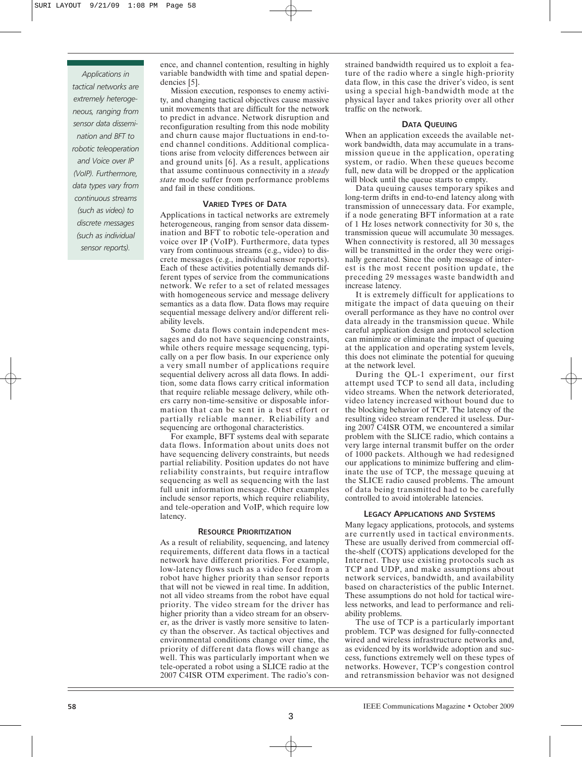ence, and channel contention, resulting in highly variable bandwidth with time and spatial dependencies [5].

Mission execution, responses to enemy activity, and changing tactical objectives cause massive unit movements that are difficult for the network to predict in advance. Network disruption and reconfiguration resulting from this node mobility and churn cause major fluctuations in end-to-end channel conditions. Additional complications arise from velocity differences between air and ground units [6]. As a result, applications that assume continuous connectivity in a *steady state* mode suffer from performance problems and fail in these conditions.

Applications in tactical networks are extremely heterogeneous, ranging from sensor data dissemination and BFT to robotic teleoperation and Voice over IP (VoIP). Furthermore, data types vary from continuous streams (such as video) to discrete messages (such as individual sensor reports).

### VARIED TYPES OF DATA

Applications in tactical networks are extremely heterogeneous, ranging from sensor data dissemination and BFT to robotic tele-operation and voice over IP (VoIP). Furthermore, data types vary from continuous streams (e.g., video) to discrete messages (e.g., individual sensor reports). Each of these activities potentially demands different types of service from the communications network. We refer to a set of related messages with homogeneous service and message delivery semantics as a data flow. Data flows may require sequential message delivery and/or different reliability levels.

Some data flows contain independent messages and do not have sequencing constraints, while others require message sequencing, typically on a per flow basis. In our experience only a very small number of applications require sequential delivery across all data flows. In addition, some data flows carry critical information that require reliable message delivery, while others carry non-time-sensitive or disposable information that can be sent in a best effort or partially reliable manner. Reliability and sequencing are orthogonal characteristics.

For example, BFT systems deal with separate data flows. Information about units does not have sequencing delivery constraints, but needs partial reliability. Position updates do not have reliability constraints, but require intraflow sequencing as well as sequencing with the last full unit information message. Other examples include sensor reports, which require reliability, and tele-operation and VoIP, which require low latency.

### RESOURCE PRIORITIZATION

As a result of reliability, sequencing, and latency requirements, different data flows in a tactical network have different priorities. For example, low-latency flows such as a video feed from a robot have higher priority than sensor reports that will not be viewed in real time. In addition, not all video streams from the robot have equal priority. The video stream for the driver has higher priority than a video stream for an observer, as the driver is vastly more sensitive to latency than the observer. As tactical objectives and environmental conditions change over time, the priority of different data flows will change as well. This was particularly important when we tele-operated a robot using a SLICE radio at the 2007 C4ISR OTM experiment. The radio's constrained bandwidth required us to exploit a feature of the radio where a single high-priority data flow, in this case the driver's video, is sent using a special high-bandwidth mode at the physical layer and takes priority over all other traffic on the network.

### DATA QUEUING

When an application exceeds the available network bandwidth, data may accumulate in a transmission queue in the application, operating system, or radio. When these queues become full, new data will be dropped or the application will block until the queue starts to empty.

Data queuing causes temporary spikes and long-term drifts in end-to-end latency along with transmission of unnecessary data. For example, if a node generating BFT information at a rate of 1 Hz loses network connectivity for 30 s, the transmission queue will accumulate 30 messages. When connectivity is restored, all 30 messages will be transmitted in the order they were originally generated. Since the only message of interest is the most recent position update, the preceding 29 messages waste bandwidth and increase latency.

It is extremely difficult for applications to mitigate the impact of data queuing on their overall performance as they have no control over data already in the transmission queue. While careful application design and protocol selection can minimize or eliminate the impact of queuing at the application and operating system levels, this does not eliminate the potential for queuing at the network level.

During the QL-1 experiment, our first attempt used TCP to send all data, including video streams. When the network deteriorated, video latency increased without bound due to the blocking behavior of TCP. The latency of the resulting video stream rendered it useless. During 2007 C4ISR OTM, we encountered a similar problem with the SLICE radio, which contains a very large internal transmit buffer on the order of 1000 packets. Although we had redesigned our applications to minimize buffering and eliminate the use of TCP, the message queuing at the SLICE radio caused problems. The amount of data being transmitted had to be carefully controlled to avoid intolerable latencies.

### LEGACY APPLICATIONS AND SYSTEMS

Many legacy applications, protocols, and systems are currently used in tactical environments. These are usually derived from commercial off-the-shelf (COTS) applications developed for the Internet. They use existing protocols such as TCP and UDP, and make assumptions about network services, bandwidth, and availability based on characteristics of the public Internet. These assumptions do not hold for tactical wireless networks, and lead to performance and reliability problems.

The use of TCP is a particularly important problem. TCP was designed for fully-connected wired and wireless infrastructure networks and, as evidenced by its worldwide adoption and success, functions extremely well on these types of networks. However, TCP's congestion control and retransmission behavior was not designed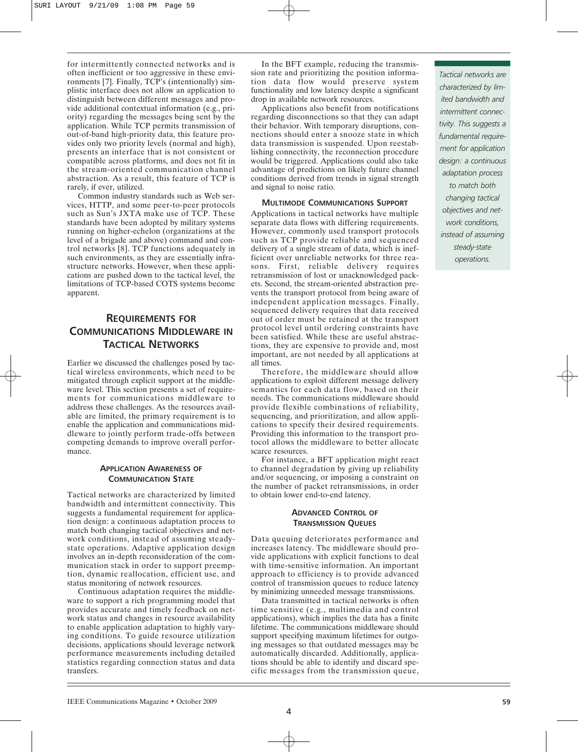for intermittently connected networks and is often inefficient or too aggressive in these environments [7]. Finally, TCP's (intentionally) simplistic interface does not allow an application to distinguish between different messages and provide additional contextual information (e.g., priority) regarding the messages being sent by the application. While TCP permits transmission of out-of-band high-priority data, this feature provides only two priority levels (normal and high), presents an interface that is not consistent or compatible across platforms, and does not fit in the stream-oriented communication channel abstraction. As a result, this feature of TCP is rarely, if ever, utilized.

Common industry standards such as Web services, HTTP, and some peer-to-peer protocols such as Sun's JXTA make use of TCP. These standards have been adopted by military systems running on higher-echelon (organizations at the level of a brigade and above) command and control networks [8]. TCP functions adequately in such environments, as they are essentially infrastructure networks. However, when these applications are pushed down to the tactical level, the limitations of TCP-based COTS systems become apparent.

## Requirements for Communications Middleware in Tactical Networks

Earlier we discussed the challenges posed by tactical wireless environments, which need to be mitigated through explicit support at the middleware level. This section presents a set of requirements for communications middleware to address these challenges. As the resources available are limited, the primary requirement is to enable the application and communications middleware to jointly perform trade-offs between competing demands to improve overall performance.

### Application Awareness of Communication State

Tactical networks are characterized by limited bandwidth and intermittent connectivity. This suggests a fundamental requirement for application design: a continuous adaptation process to match both changing tactical objectives and network conditions, instead of assuming steady-state operations. Adaptive application design involves an in-depth reconsideration of the communication stack in order to support preemption, dynamic reallocation, efficient use, and status monitoring of network resources.

Continuous adaptation requires the middleware to support a rich programming model that provides accurate and timely feedback on network status and changes in resource availability to enable application adaptation to highly varying conditions. To guide resource utilization decisions, applications should leverage network performance measurements including detailed statistics regarding connection status and data transfers.

In the BFT example, reducing the transmission rate and prioritizing the position information data flow would preserve system functionality and low latency despite a significant drop in available network resources.

Applications also benefit from notifications regarding disconnections so that they can adapt their behavior. With temporary disruptions, connections should enter a snooze state in which data transmission is suspended. Upon reestablishing connectivity, the reconnection procedure would be triggered. Applications could also take advantage of predictions on likely future channel conditions derived from trends in signal strength and signal to noise ratio.

### Multimode Communications Support

Applications in tactical networks have multiple separate data flows with differing requirements. However, commonly used transport protocols such as TCP provide reliable and sequenced delivery of a single stream of data, which is inefficient over unreliable networks for three reasons. First, reliable delivery requires retransmission of lost or unacknowledged packets. Second, the stream-oriented abstraction prevents the transport protocol from being aware of independent application messages. Finally, sequenced delivery requires that data received out of order must be retained at the transport protocol level until ordering constraints have been satisfied. While these are useful abstractions, they are expensive to provide and, most important, are not needed by all applications at all times.

Therefore, the middleware should allow applications to exploit different message delivery semantics for each data flow, based on their needs. The communications middleware should provide flexible combinations of reliability, sequencing, and prioritization, and allow applications to specify their desired requirements. Providing this information to the transport protocol allows the middleware to better allocate scarce resources.

For instance, a BFT application might react to channel degradation by giving up reliability and/or sequencing, or imposing a constraint on the number of packet retransmissions, in order to obtain lower end-to-end latency.

### Advanced Control of Transmission Queues

Data queuing deteriorates performance and increases latency. The middleware should provide applications with explicit functions to deal with time-sensitive information. An important approach to efficiency is to provide advanced control of transmission queues to reduce latency by minimizing unneeded message transmissions.

Data transmitted in tactical networks is often time sensitive (e.g., multimedia and control applications), which implies the data has a finite lifetime. The communications middleware should support specifying maximum lifetimes for outgoing messages so that outdated messages may be automatically discarded. Additionally, applications should be able to identify and discard specific messages from the transmission queue,

*Tactical networks are characterized by limited bandwidth and intermittent connectivity. This suggests a fundamental requirement for application design: a continuous adaptation process to match both changing tactical objectives and network conditions, instead of assuming steady-state operations.*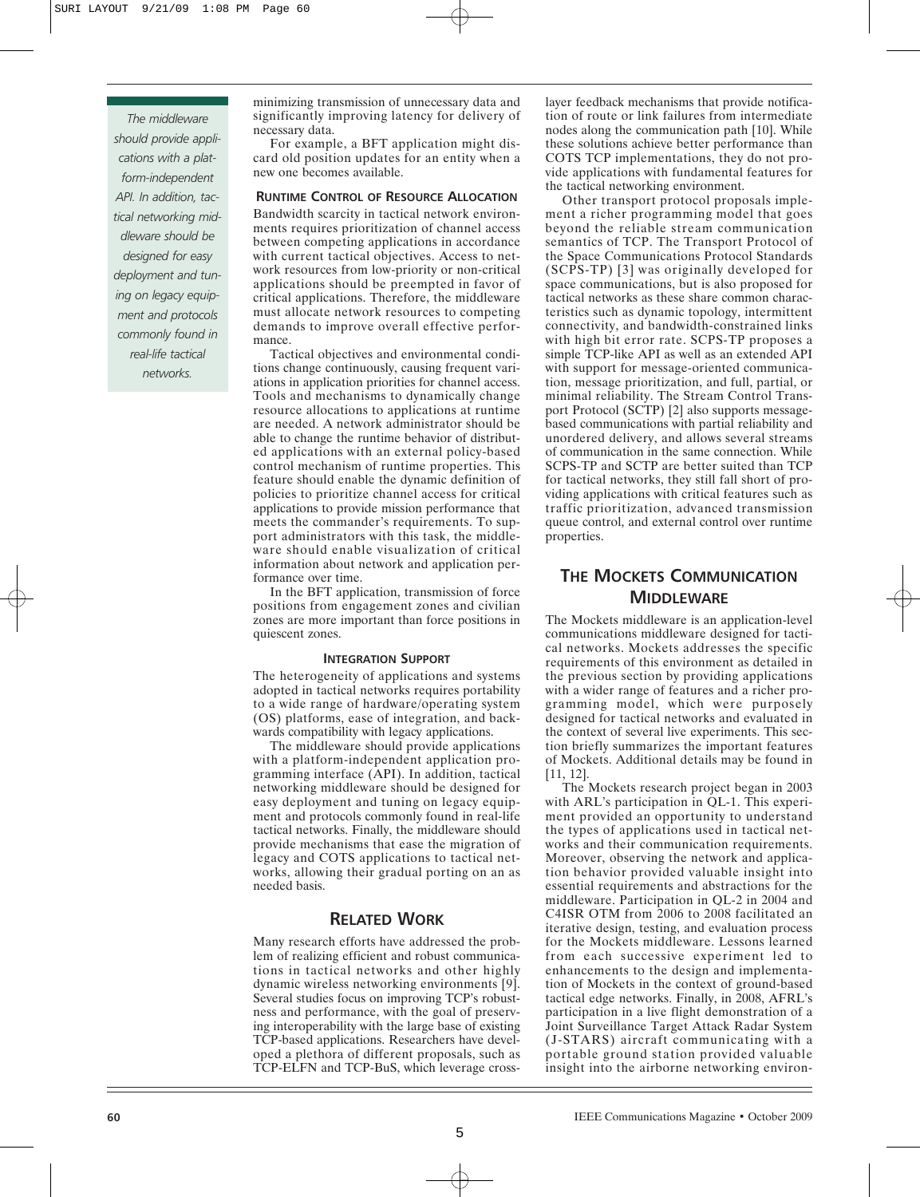minimizing transmission of unnecessary data and significantly improving latency for delivery of necessary data.

For example, a BFT application might discard old position updates for an entity when a new one becomes available.

#### RUNTIME CONTROL OF RESOURCE ALLOCATION

Bandwidth scarcity in tactical network environments requires prioritization of channel access between competing applications in accordance with current tactical objectives. Access to network resources from low-priority or non-critical applications should be preempted in favor of critical applications. Therefore, the middleware must allocate network resources to competing demands to improve overall effective performance.

Tactical objectives and environmental conditions change continuously, causing frequent variations in application priorities for channel access. Tools and mechanisms to dynamically change resource allocations to applications at runtime are needed. A network administrator should be able to change the runtime behavior of distributed applications with an external policy-based control mechanism of runtime properties. This feature should enable the dynamic definition of policies to prioritize channel access for critical applications to provide mission performance that meets the commander's requirements. To support administrators with this task, the middleware should enable visualization of critical information about network and application performance over time.

In the BFT application, transmission of force positions from engagement zones and civilian zones are more important than force positions in quiescent zones.

#### INTEGRATION SUPPORT

The heterogeneity of applications and systems adopted in tactical networks requires portability to a wide range of hardware/operating system (OS) platforms, ease of integration, and backwards compatibility with legacy applications.

The middleware should provide applications with a platform-independent application programming interface (API). In addition, tactical networking middleware should be designed for easy deployment and tuning on legacy equipment and protocols commonly found in real-life tactical networks. Finally, the middleware should provide mechanisms that ease the migration of legacy and COTS applications to tactical networks, allowing their gradual porting on an as needed basis.

*The middleware should provide applications with a platform-independent API. In addition, tactical networking middleware should be designed for easy deployment and tuning on legacy equipment and protocols commonly found in real-life tactical networks.*

## RELATED WORK

Many research efforts have addressed the problem of realizing efficient and robust communications in tactical networks and other highly dynamic wireless networking environments [9]. Several studies focus on improving TCP's robustness and performance, with the goal of preserving interoperability with the large base of existing TCP-based applications. Researchers have developed a plethora of different proposals, such as TCP-ELFN and TCP-BuS, which leverage cross-layer feedback mechanisms that provide notification of route or link failures from intermediate nodes along the communication path [10]. While these solutions achieve better performance than COTS TCP implementations, they do not provide applications with fundamental features for the tactical networking environment.

Other transport protocol proposals implement a richer programming model that goes beyond the reliable stream communication semantics of TCP. The Transport Protocol of the Space Communications Protocol Standards (SCPS-TP) [3] was originally developed for space communications, but is also proposed for tactical networks as these share common characteristics such as dynamic topology, intermittent connectivity, and bandwidth-constrained links with high bit error rate. SCPS-TP proposes a simple TCP-like API as well as an extended API with support for message-oriented communication, message prioritization, and full, partial, or minimal reliability. The Stream Control Transport Protocol (SCTP) [2] also supports message-based communications with partial reliability and unordered delivery, and allows several streams of communication in the same connection. While SCPS-TP and SCTP are better suited than TCP for tactical networks, they still fall short of providing applications with critical features such as traffic prioritization, advanced transmission queue control, and external control over runtime properties.

## THE MOCKETS COMMUNICATION MIDDLEWARE

The Mockets middleware is an application-level communications middleware designed for tactical networks. Mockets addresses the specific requirements of this environment as detailed in the previous section by providing applications with a wider range of features and a richer programming model, which were purposely designed for tactical networks and evaluated in the context of several live experiments. This section briefly summarizes the important features of Mockets. Additional details may be found in [11, 12].

The Mockets research project began in 2003 with ARL's participation in QL-1. This experiment provided an opportunity to understand the types of applications used in tactical networks and their communication requirements. Moreover, observing the network and application behavior provided valuable insight into essential requirements and abstractions for the middleware. Participation in QL-2 in 2004 and C4ISR OTM from 2006 to 2008 facilitated an iterative design, testing, and evaluation process for the Mockets middleware. Lessons learned from each successive experiment led to enhancements to the design and implementation of Mockets in the context of ground-based tactical edge networks. Finally, in 2008, AFRL's participation in a live flight demonstration of a Joint Surveillance Target Attack Radar System (J-STARS) aircraft communicating with a portable ground station provided valuable insight into the airborne networking environ-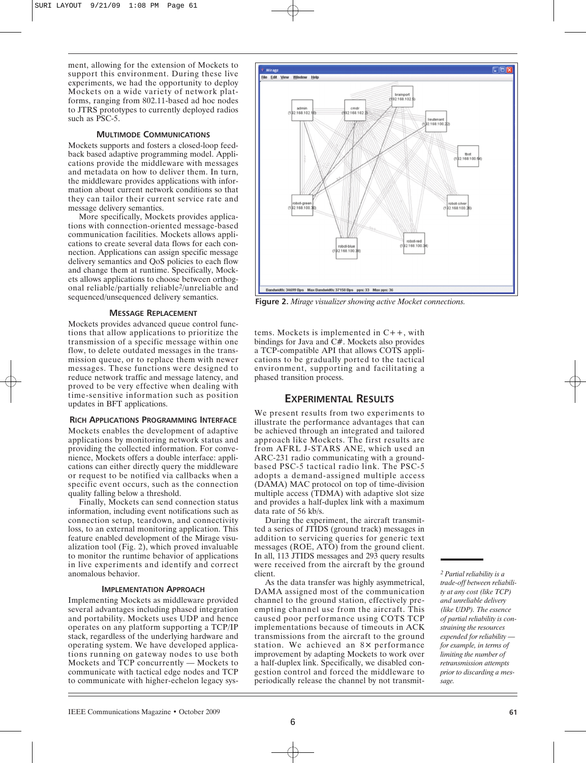ment, allowing for the extension of Mockets to support this environment. During these live experiments, we had the opportunity to deploy Mockets on a wide variety of network platforms, ranging from 802.11-based ad hoc nodes to JTRS prototypes to currently deployed radios such as PSC-5.

### MULTIMODE COMMUNICATIONS

Mockets supports and fosters a closed-loop feedback based adaptive programming model. Applications provide the middleware with messages and metadata on how to deliver them. In turn, the middleware provides applications with information about current network conditions so that they can tailor their current service rate and message delivery semantics.

More specifically, Mockets provides applications with connection-oriented message-based communication facilities. Mockets allows applications to create several data flows for each connection. Applications can assign specific message delivery semantics and QoS policies to each flow and change them at runtime. Specifically, Mockets allows applications to choose between orthogonal reliable/partially reliable[2]/unreliable and sequenced/unsequenced delivery semantics.

### MESSAGE REPLACEMENT

Mockets provides advanced queue control functions that allow applications to prioritize the transmission of a specific message within one flow, to delete outdated messages in the transmission queue, or to replace them with newer messages. These functions were designed to reduce network traffic and message latency, and proved to be very effective when dealing with time-sensitive information such as position updates in BFT applications.

### RICH APPLICATIONS PROGRAMMING INTERFACE

Mockets enables the development of adaptive applications by monitoring network status and providing the collected information. For convenience, Mockets offers a double interface: applications can either directly query the middleware or request to be notified via callbacks when a specific event occurs, such as the connection quality falling below a threshold.

Finally, Mockets can send connection status information, including event notifications such as connection setup, teardown, and connectivity loss, to an external monitoring application. This feature enabled development of the Mirage visualization tool (Fig. 2), which proved invaluable to monitor the runtime behavior of applications in live experiments and identify and correct anomalous behavior.

### IMPLEMENTATION APPROACH

Implementing Mockets as middleware provided several advantages including phased integration and portability. Mockets uses UDP and hence operates on any platform supporting a TCP/IP stack, regardless of the underlying hardware and operating system. We have developed applications running on gateway nodes to use both Mockets and TCP concurrently — Mockets to communicate with tactical edge nodes and TCP to communicate with higher-echelon legacy systems. Mockets is implemented in C++, with bindings for Java and C#. Mockets also provides a TCP-compatible API that allows COTS applications to be gradually ported to the tactical environment, supporting and facilitating a phased transition process.

Mirage

File Edit View Window Help

brainport (192.168.102.5)

admin (192.168.102.10)

cmdr (192.168.102.3)

lieutenant (192.168.100.22)

tbot (192.168.100.54)

robot-green (192.168.100.30)

robot-silver (192.168.100.26)

robot-blue (192.168.100.38)

robot-red (192.168.100.34)

Bandwidth: 34699 Bps Max Bandwidth: 37150 Bps pps: 33 Max pps: 36

**Figure 2.** *Mirage visualizer showing active Mocket connections.*

## EXPERIMENTAL RESULTS

We present results from two experiments to illustrate the performance advantages that can be achieved through an integrated and tailored approach like Mockets. The first results are from AFRL J-STARS ANE, which used an ARC-231 radio communicating with a ground-based PSC-5 tactical radio link. The PSC-5 adopts a demand-assigned multiple access (DAMA) MAC protocol on top of time-division multiple access (TDMA) with adaptive slot size and provides a half-duplex link with a maximum data rate of 56 kb/s.

During the experiment, the aircraft transmitted a series of JTIDS (ground track) messages in addition to servicing queries for generic text messages (ROE, ATO) from the ground client. In all, 113 JTIDS messages and 293 query results were received from the aircraft by the ground client.

As the data transfer was highly asymmetrical, DAMA assigned most of the communication channel to the ground station, effectively preempting channel use from the aircraft. This caused poor performance using COTS TCP implementations because of timeouts in ACK transmissions from the aircraft to the ground station. We achieved an 8× performance improvement by adapting Mockets to work over a half-duplex link. Specifically, we disabled congestion control and forced the middleware to periodically release the channel by not transmit-

*[2] Partial reliability is a trade-off between reliability at any cost (like TCP) and unreliable delivery (like UDP). The essence of partial reliability is constraining the resources expended for reliability — for example, in terms of limiting the number of retransmission attempts prior to discarding a message.*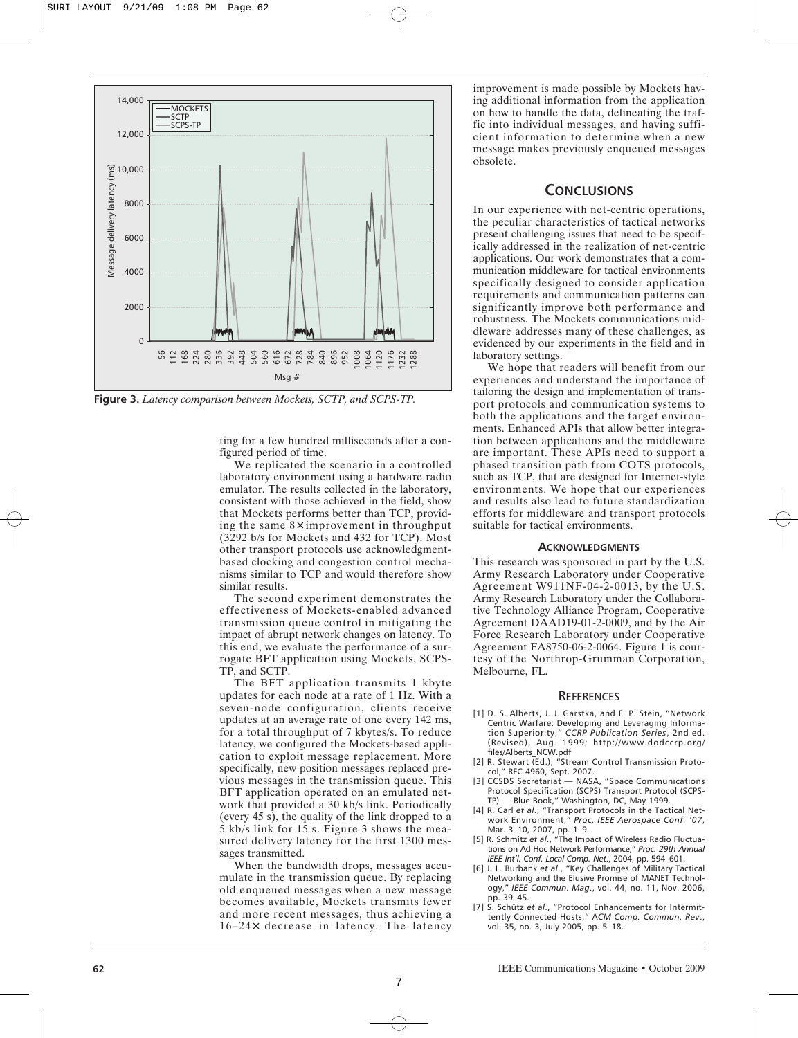Figure 3. *Latency comparison between Mockets, SCTP, and SCPS-TP.*

ting for a few hundred milliseconds after a configured period of time.

We replicated the scenario in a controlled laboratory environment using a hardware radio emulator. The results collected in the laboratory, consistent with those achieved in the field, show that Mockets performs better than TCP, providing the same 8× improvement in throughput (3292 b/s for Mockets and 432 for TCP). Most other transport protocols use acknowledgment-based clocking and congestion control mechanisms similar to TCP and would therefore show similar results.

The second experiment demonstrates the effectiveness of Mockets-enabled advanced transmission queue control in mitigating the impact of abrupt network changes on latency. To this end, we evaluate the performance of a surrogate BFT application using Mockets, SCPS-TP, and SCTP.

The BFT application transmits 1 kbyte updates for each node at a rate of 1 Hz. With a seven-node configuration, clients receive updates at an average rate of one every 142 ms, for a total throughput of 7 kbytes/s. To reduce latency, we configured the Mockets-based application to exploit message replacement. More specifically, new position messages replaced previous messages in the transmission queue. This BFT application operated on an emulated network that provided a 30 kb/s link. Periodically (every 45 s), the quality of the link dropped to a 5 kb/s link for 15 s. Figure 3 shows the measured delivery latency for the first 1300 messages transmitted.

When the bandwidth drops, messages accumulate in the transmission queue. By replacing old enqueued messages when a new message becomes available, Mockets transmits fewer and more recent messages, thus achieving a 16–24× decrease in latency. The latency improvement is made possible by Mockets having additional information from the application on how to handle the data, delineating the traffic into individual messages, and having sufficient information to determine when a new message makes previously enqueued messages obsolete.

## Conclusions

In our experience with net-centric operations, the peculiar characteristics of tactical networks present challenging issues that need to be specifically addressed in the realization of net-centric applications. Our work demonstrates that a communication middleware for tactical environments specifically designed to consider application requirements and communication patterns can significantly improve both performance and robustness. The Mockets communications middleware addresses many of these challenges, as evidenced by our experiments in the field and in laboratory settings.

We hope that readers will benefit from our experiences and understand the importance of tailoring the design and implementation of transport protocols and communication systems to both the applications and the target environments. Enhanced APIs that allow better integration between applications and the middleware are important. These APIs need to support a phased transition path from COTS protocols, such as TCP, that are designed for Internet-style environments. We hope that our experiences and results also lead to future standardization efforts for middleware and transport protocols suitable for tactical environments.

### Acknowledgments

This research was sponsored in part by the U.S. Army Research Laboratory under Cooperative Agreement W911NF-04-2-0013, by the U.S. Army Research Laboratory under the Collaborative Technology Alliance Program, Cooperative Agreement DAAD19-01-2-0009, and by the Air Force Research Laboratory under Cooperative Agreement FA8750-06-2-0064. Figure 1 is courtesy of the Northrop-Grumman Corporation, Melbourne, FL.

## References

[1] D. S. Alberts, J. J. Garstka, and F. P. Stein, "Network Centric Warfare: Developing and Leveraging Information Superiority," *CCRP Publication Series*, 2nd ed. (Revised), Aug. 1999; http://www.dodccrp.org/files/Alberts_NCW.pdf

[2] R. Stewart (Ed.), "Stream Control Transmission Protocol," RFC 4960, Sept. 2007.

[3] CCSDS Secretariat — NASA, "Space Communications Protocol Specification (SCPS) Transport Protocol (SCPS-TP) — Blue Book," Washington, DC, May 1999.

[4] R. Carl *et al*., "Transport Protocols in the Tactical Network Environment," *Proc. IEEE Aerospace Conf. '07*, Mar. 3–10, 2007, pp. 1–9.

[5] R. Schmitz *et al*., "The Impact of Wireless Radio Fluctuations on Ad Hoc Network Performance," *Proc. 29th Annual IEEE Int'l. Conf. Local Comp. Net*., 2004, pp. 594–601.

[6] J. L. Burbank *et al*., "Key Challenges of Military Tactical Networking and the Elusive Promise of MANET Technology," *IEEE Commun. Mag*., vol. 44, no. 11, Nov. 2006, pp. 39–45.

[7] S. Schütz *et al*., "Protocol Enhancements for Intermittently Connected Hosts," *ACM Comp. Commun. Rev*., vol. 35, no. 3, July 2005, pp. 5–18.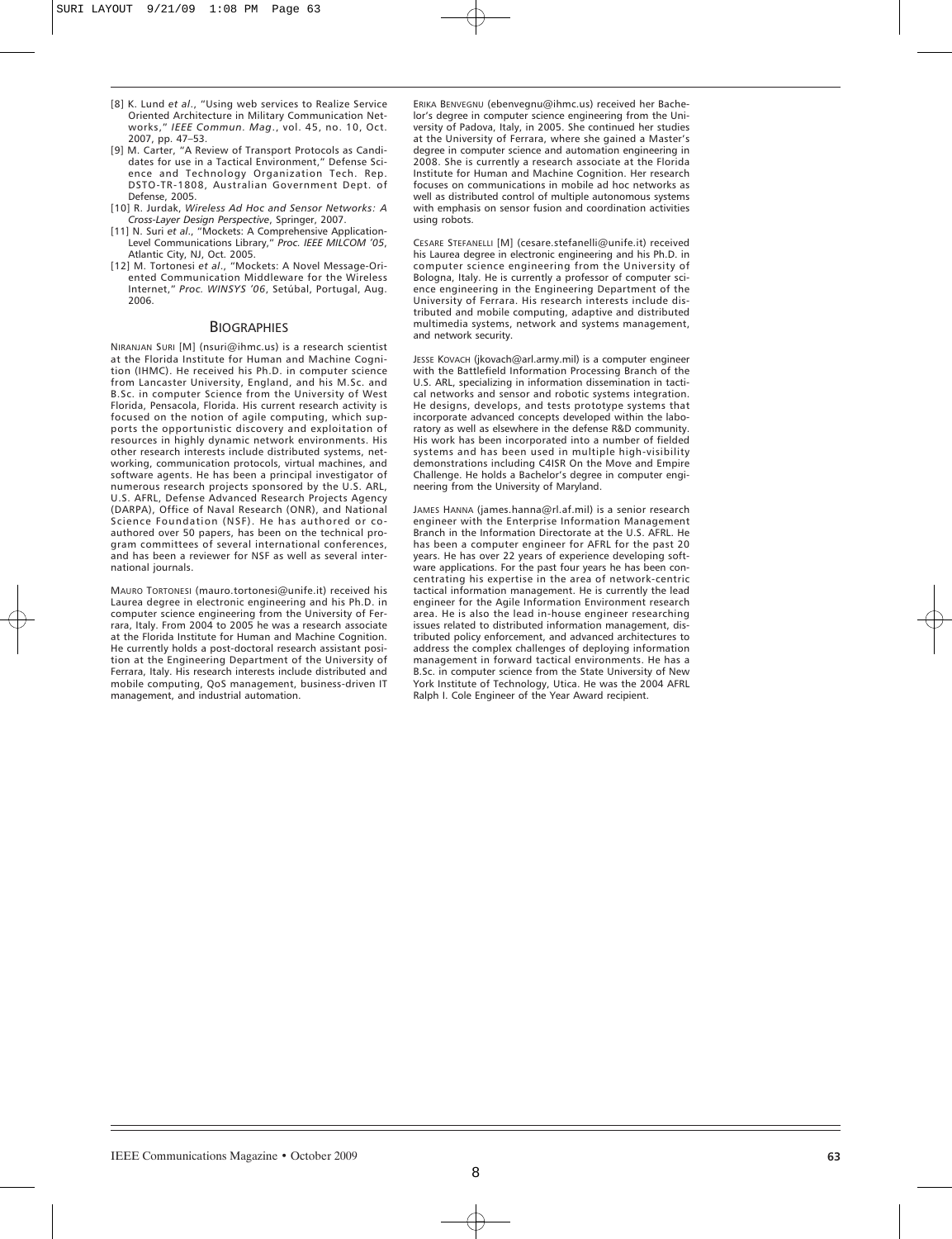[8] K. Lund *et al.*, "Using web services to Realize Service Oriented Architecture in Military Communication Networks," *IEEE Commun. Mag.*, vol. 45, no. 10, Oct. 2007, pp. 47–53.

[9] M. Carter, "A Review of Transport Protocols as Candidates for use in a Tactical Environment," Defense Science and Technology Organization Tech. Rep. DSTO-TR-1808, Australian Government Dept. of Defense, 2005.

[10] R. Jurdak, *Wireless Ad Hoc and Sensor Networks: A Cross-Layer Design Perspective*, Springer, 2007.

[11] N. Suri *et al.*, "Mockets: A Comprehensive Application-Level Communications Library," *Proc. IEEE MILCOM '05*, Atlantic City, NJ, Oct. 2005.

[12] M. Tortonesi *et al.*, "Mockets: A Novel Message-Oriented Communication Middleware for the Wireless Internet," *Proc. WINSYS '06*, Setúbal, Portugal, Aug. 2006.

## Biographies

NIRANJAN SURI [M] (nsuri@ihmc.us) is a research scientist at the Florida Institute for Human and Machine Cognition (IHMC). He received his Ph.D. in computer science from Lancaster University, England, and his M.Sc. and B.Sc. in computer Science from the University of West Florida, Pensacola, Florida. His current research activity is focused on the notion of agile computing, which supports the opportunistic discovery and exploitation of resources in highly dynamic network environments. His other research interests include distributed systems, networking, communication protocols, virtual machines, and software agents. He has been a principal investigator of numerous research projects sponsored by the U.S. ARL, U.S. AFRL, Defense Advanced Research Projects Agency (DARPA), Office of Naval Research (ONR), and National Science Foundation (NSF). He has authored or coauthored over 50 papers, has been on the technical program committees of several international conferences, and has been a reviewer for NSF as well as several international journals.

MAURO TORTONESI (mauro.tortonesi@unife.it) received his Laurea degree in electronic engineering and his Ph.D. in computer science engineering from the University of Ferrara, Italy. From 2004 to 2005 he was a research associate at the Florida Institute for Human and Machine Cognition. He currently holds a post-doctoral research assistant position at the Engineering Department of the University of Ferrara, Italy. His research interests include distributed and mobile computing, QoS management, business-driven IT management, and industrial automation.

ERIKA BENVEGNU (ebenvegnu@ihmc.us) received her Bachelor's degree in computer science engineering from the University of Padova, Italy, in 2005. She continued her studies at the University of Ferrara, where she gained a Master's degree in computer science and automation engineering in 2008. She is currently a research associate at the Florida Institute for Human and Machine Cognition. Her research focuses on communications in mobile ad hoc networks as well as distributed control of multiple autonomous systems with emphasis on sensor fusion and coordination activities using robots.

CESARE STEFANELLI [M] (cesare.stefanelli@unife.it) received his Laurea degree in electronic engineering and his Ph.D. in computer science engineering from the University of Bologna, Italy. He is currently a professor of computer science engineering in the Engineering Department of the University of Ferrara. His research interests include distributed and mobile computing, adaptive and distributed multimedia systems, network and systems management, and network security.

JESSE KOVACH (jkovach@arl.army.mil) is a computer engineer with the Battlefield Information Processing Branch of the U.S. ARL, specializing in information dissemination in tactical networks and sensor and robotic systems integration. He designs, develops, and tests prototype systems that incorporate advanced concepts developed within the laboratory as well as elsewhere in the defense R&D community. His work has been incorporated into a number of fielded systems and has been used in multiple high-visibility demonstrations including C4ISR On the Move and Empire Challenge. He holds a Bachelor's degree in computer engineering from the University of Maryland.

JAMES HANNA (james.hanna@rl.af.mil) is a senior research engineer with the Enterprise Information Management Branch in the Information Directorate at the U.S. AFRL. He has been a computer engineer for AFRL for the past 20 years. He has over 22 years of experience developing software applications. For the past four years he has been concentrating his expertise in the area of network-centric tactical information management. He is currently the lead engineer for the Agile Information Environment research area. He is also the lead in-house engineer researching issues related to distributed information management, distributed policy enforcement, and advanced architectures to address the complex challenges of deploying information management in forward tactical environments. He has a B.Sc. in computer science from the State University of New York Institute of Technology, Utica. He was the 2004 AFRL Ralph I. Cole Engineer of the Year Award recipient.